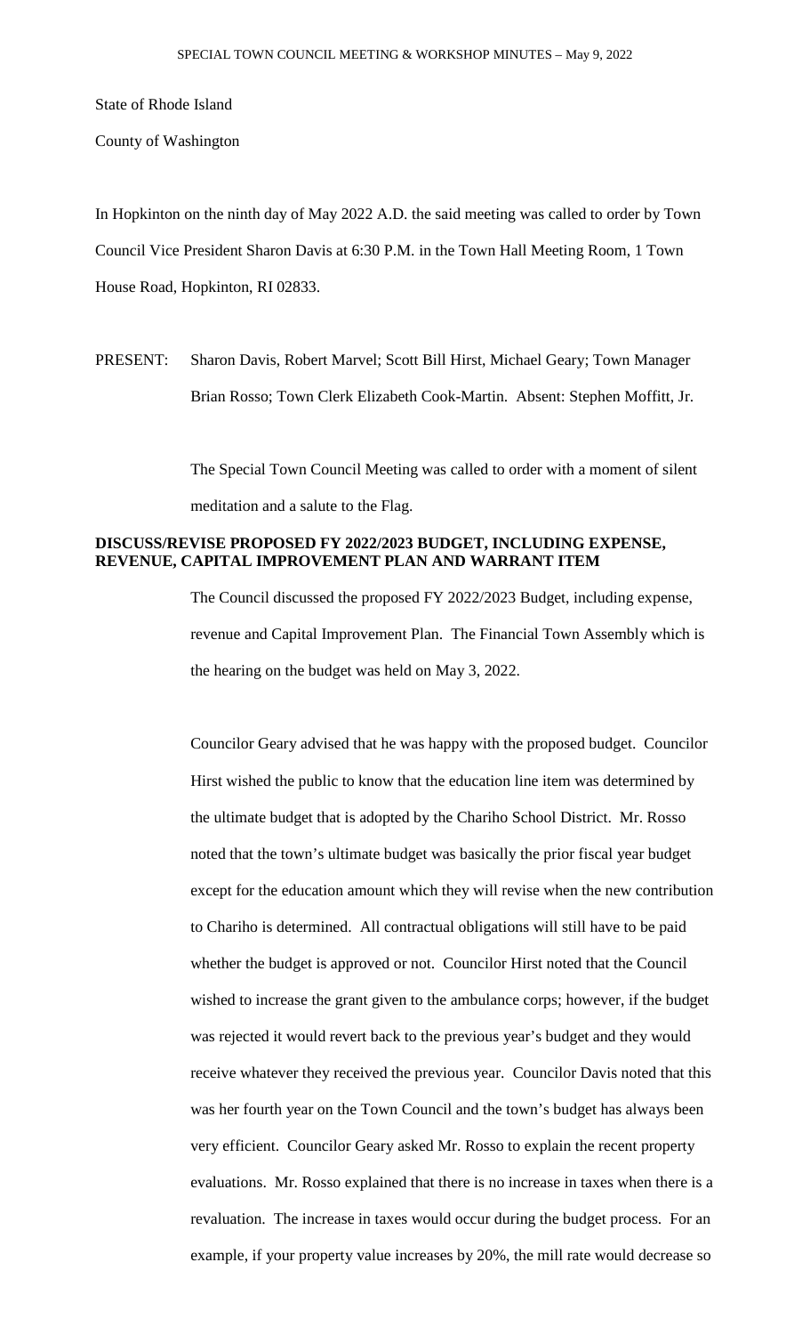State of Rhode Island

County of Washington

In Hopkinton on the ninth day of May 2022 A.D. the said meeting was called to order by Town Council Vice President Sharon Davis at 6:30 P.M. in the Town Hall Meeting Room, 1 Town House Road, Hopkinton, RI 02833.

PRESENT: Sharon Davis, Robert Marvel; Scott Bill Hirst, Michael Geary; Town Manager Brian Rosso; Town Clerk Elizabeth Cook-Martin. Absent: Stephen Moffitt, Jr.

The Special Town Council Meeting was called to order with a moment of silent meditation and a salute to the Flag.

**DISCUSS/REVISE PROPOSED FY 2022/2023 BUDGET, INCLUDING EXPENSE, REVENUE, CAPITAL IMPROVEMENT PLAN AND WARRANT ITEM**

The Council discussed the proposed FY 2022/2023 Budget, including expense, revenue and Capital Improvement Plan. The Financial Town Assembly which is the hearing on the budget was held on May 3, 2022.

Councilor Geary advised that he was happy with the proposed budget. Councilor Hirst wished the public to know that the education line item was determined by the ultimate budget that is adopted by the Chariho School District. Mr. Rosso noted that the town's ultimate budget was basically the prior fiscal year budget except for the education amount which they will revise when the new contribution to Chariho is determined. All contractual obligations will still have to be paid whether the budget is approved or not. Councilor Hirst noted that the Council wished to increase the grant given to the ambulance corps; however, if the budget was rejected it would revert back to the previous year's budget and they would receive whatever they received the previous year. Councilor Davis noted that this was her fourth year on the Town Council and the town's budget has always been very efficient. Councilor Geary asked Mr. Rosso to explain the recent property evaluations. Mr. Rosso explained that there is no increase in taxes when there is a revaluation. The increase in taxes would occur during the budget process. For an example, if your property value increases by 20%, the mill rate would decrease so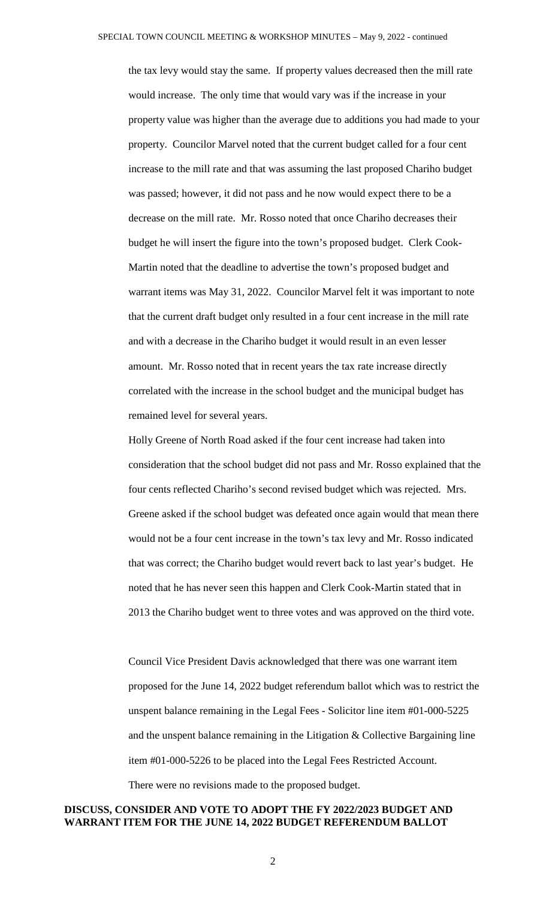the tax levy would stay the same. If property values decreased then the mill rate would increase. The only time that would vary was if the increase in your property value was higher than the average due to additions you had made to your property. Councilor Marvel noted that the current budget called for a four cent increase to the mill rate and that was assuming the last proposed Chariho budget was passed; however, it did not pass and he now would expect there to be a decrease on the mill rate. Mr. Rosso noted that once Chariho decreases their budget he will insert the figure into the town's proposed budget. Clerk Cook-Martin noted that the deadline to advertise the town's proposed budget and warrant items was May 31, 2022. Councilor Marvel felt it was important to note that the current draft budget only resulted in a four cent increase in the mill rate and with a decrease in the Chariho budget it would result in an even lesser amount. Mr. Rosso noted that in recent years the tax rate increase directly correlated with the increase in the school budget and the municipal budget has remained level for several years.

Holly Greene of North Road asked if the four cent increase had taken into consideration that the school budget did not pass and Mr. Rosso explained that the four cents reflected Chariho's second revised budget which was rejected. Mrs. Greene asked if the school budget was defeated once again would that mean there would not be a four cent increase in the town's tax levy and Mr. Rosso indicated that was correct; the Chariho budget would revert back to last year's budget. He noted that he has never seen this happen and Clerk Cook-Martin stated that in 2013 the Chariho budget went to three votes and was approved on the third vote.

Council Vice President Davis acknowledged that there was one warrant item proposed for the June 14, 2022 budget referendum ballot which was to restrict the unspent balance remaining in the Legal Fees - Solicitor line item #01-000-5225 and the unspent balance remaining in the Litigation & Collective Bargaining line item #01-000-5226 to be placed into the Legal Fees Restricted Account.

There were no revisions made to the proposed budget.

**DISCUSS, CONSIDER AND VOTE TO ADOPT THE FY 2022/2023 BUDGET AND WARRANT ITEM FOR THE JUNE 14, 2022 BUDGET REFERENDUM BALLOT**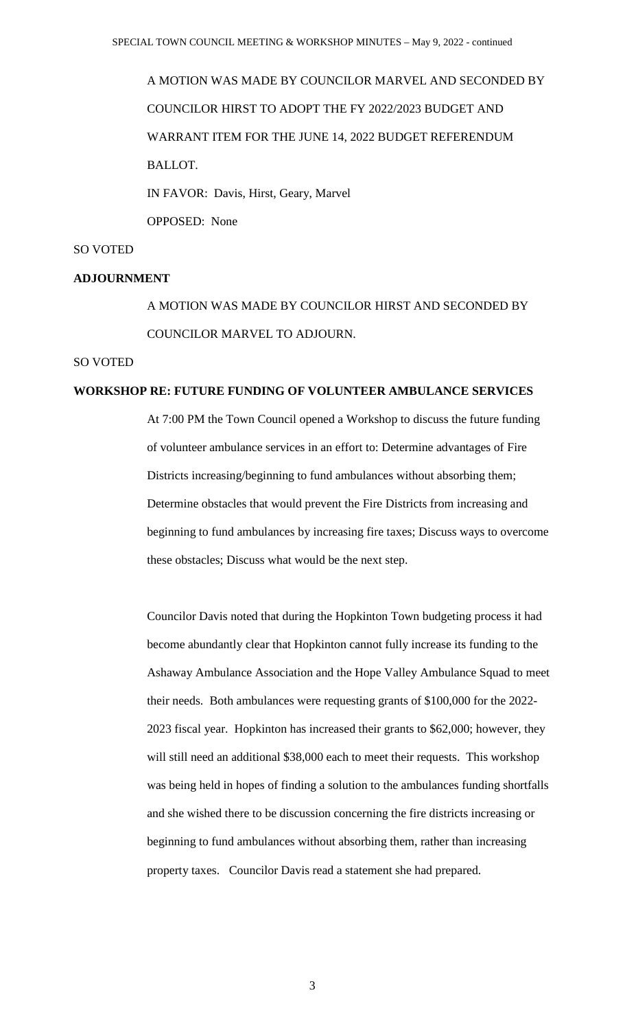A MOTION WAS MADE BY COUNCILOR MARVEL AND SECONDED BY COUNCILOR HIRST TO ADOPT THE FY 2022/2023 BUDGET AND WARRANT ITEM FOR THE JUNE 14, 2022 BUDGET REFERENDUM BALLOT.

IN FAVOR: Davis, Hirst, Geary, Marvel

OPPOSED: None

SO VOTED

**ADJOURNMENT**

A MOTION WAS MADE BY COUNCILOR HIRST AND SECONDED BY COUNCILOR MARVEL TO ADJOURN.

SO VOTED

**WORKSHOP RE: FUTURE FUNDING OF VOLUNTEER AMBULANCE SERVICES**

At 7:00 PM the Town Council opened a Workshop to discuss the future funding of volunteer ambulance services in an effort to: Determine advantages of Fire Districts increasing/beginning to fund ambulances without absorbing them; Determine obstacles that would prevent the Fire Districts from increasing and beginning to fund ambulances by increasing fire taxes; Discuss ways to overcome these obstacles; Discuss what would be the next step.

Councilor Davis noted that during the Hopkinton Town budgeting process it had become abundantly clear that Hopkinton cannot fully increase its funding to the Ashaway Ambulance Association and the Hope Valley Ambulance Squad to meet their needs. Both ambulances were requesting grants of $100,000 for the 2022-2023 fiscal year. Hopkinton has increased their grants to $62,000; however, they will still need an additional $38,000 each to meet their requests. This workshop was being held in hopes of finding a solution to the ambulances funding shortfalls and she wished there to be discussion concerning the fire districts increasing or beginning to fund ambulances without absorbing them, rather than increasing property taxes. Councilor Davis read a statement she had prepared.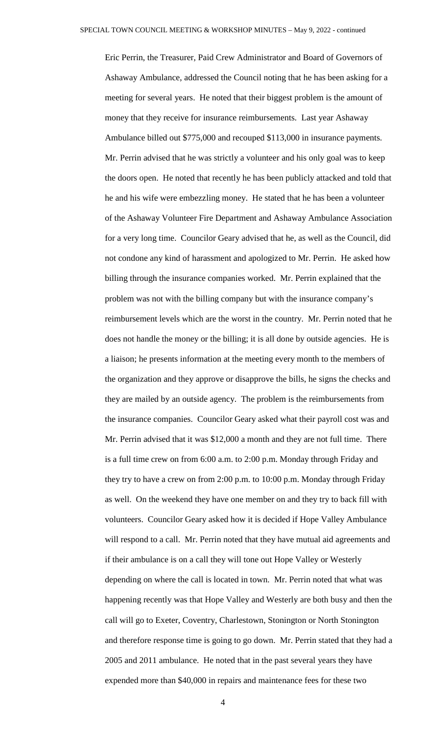Eric Perrin, the Treasurer, Paid Crew Administrator and Board of Governors of Ashaway Ambulance, addressed the Council noting that he has been asking for a meeting for several years. He noted that their biggest problem is the amount of money that they receive for insurance reimbursements. Last year Ashaway Ambulance billed out $775,000 and recouped $113,000 in insurance payments. Mr. Perrin advised that he was strictly a volunteer and his only goal was to keep the doors open. He noted that recently he has been publicly attacked and told that he and his wife were embezzling money. He stated that he has been a volunteer of the Ashaway Volunteer Fire Department and Ashaway Ambulance Association for a very long time. Councilor Geary advised that he, as well as the Council, did not condone any kind of harassment and apologized to Mr. Perrin. He asked how billing through the insurance companies worked. Mr. Perrin explained that the problem was not with the billing company but with the insurance company's reimbursement levels which are the worst in the country. Mr. Perrin noted that he does not handle the money or the billing; it is all done by outside agencies. He is a liaison; he presents information at the meeting every month to the members of the organization and they approve or disapprove the bills, he signs the checks and they are mailed by an outside agency. The problem is the reimbursements from the insurance companies. Councilor Geary asked what their payroll cost was and Mr. Perrin advised that it was $12,000 a month and they are not full time. There is a full time crew on from 6:00 a.m. to 2:00 p.m. Monday through Friday and they try to have a crew on from 2:00 p.m. to 10:00 p.m. Monday through Friday as well. On the weekend they have one member on and they try to back fill with volunteers. Councilor Geary asked how it is decided if Hope Valley Ambulance will respond to a call. Mr. Perrin noted that they have mutual aid agreements and if their ambulance is on a call they will tone out Hope Valley or Westerly depending on where the call is located in town. Mr. Perrin noted that what was happening recently was that Hope Valley and Westerly are both busy and then the call will go to Exeter, Coventry, Charlestown, Stonington or North Stonington and therefore response time is going to go down. Mr. Perrin stated that they had a 2005 and 2011 ambulance. He noted that in the past several years they have expended more than $40,000 in repairs and maintenance fees for these two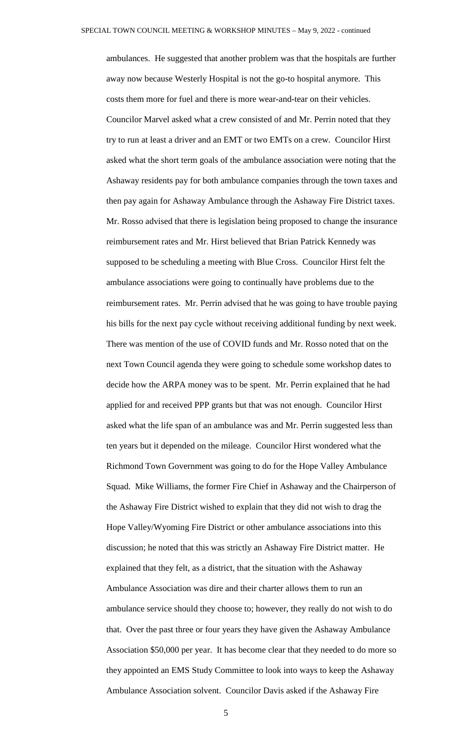ambulances. He suggested that another problem was that the hospitals are further away now because Westerly Hospital is not the go-to hospital anymore. This costs them more for fuel and there is more wear-and-tear on their vehicles. Councilor Marvel asked what a crew consisted of and Mr. Perrin noted that they try to run at least a driver and an EMT or two EMTs on a crew. Councilor Hirst asked what the short term goals of the ambulance association were noting that the Ashaway residents pay for both ambulance companies through the town taxes and then pay again for Ashaway Ambulance through the Ashaway Fire District taxes. Mr. Rosso advised that there is legislation being proposed to change the insurance reimbursement rates and Mr. Hirst believed that Brian Patrick Kennedy was supposed to be scheduling a meeting with Blue Cross. Councilor Hirst felt the ambulance associations were going to continually have problems due to the reimbursement rates. Mr. Perrin advised that he was going to have trouble paying his bills for the next pay cycle without receiving additional funding by next week. There was mention of the use of COVID funds and Mr. Rosso noted that on the next Town Council agenda they were going to schedule some workshop dates to decide how the ARPA money was to be spent. Mr. Perrin explained that he had applied for and received PPP grants but that was not enough. Councilor Hirst asked what the life span of an ambulance was and Mr. Perrin suggested less than ten years but it depended on the mileage. Councilor Hirst wondered what the Richmond Town Government was going to do for the Hope Valley Ambulance Squad. Mike Williams, the former Fire Chief in Ashaway and the Chairperson of the Ashaway Fire District wished to explain that they did not wish to drag the Hope Valley/Wyoming Fire District or other ambulance associations into this discussion; he noted that this was strictly an Ashaway Fire District matter. He explained that they felt, as a district, that the situation with the Ashaway Ambulance Association was dire and their charter allows them to run an ambulance service should they choose to; however, they really do not wish to do that. Over the past three or four years they have given the Ashaway Ambulance Association $50,000 per year. It has become clear that they needed to do more so they appointed an EMS Study Committee to look into ways to keep the Ashaway Ambulance Association solvent. Councilor Davis asked if the Ashaway Fire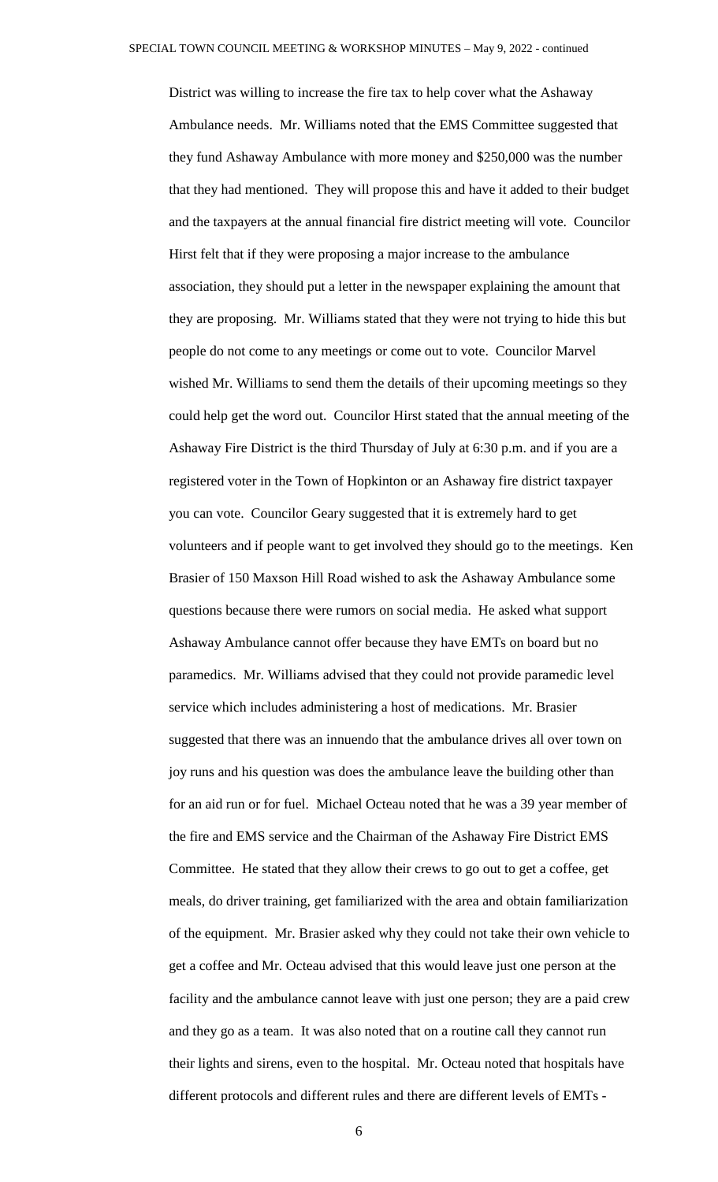District was willing to increase the fire tax to help cover what the Ashaway Ambulance needs. Mr. Williams noted that the EMS Committee suggested that they fund Ashaway Ambulance with more money and $250,000 was the number that they had mentioned. They will propose this and have it added to their budget and the taxpayers at the annual financial fire district meeting will vote. Councilor Hirst felt that if they were proposing a major increase to the ambulance association, they should put a letter in the newspaper explaining the amount that they are proposing. Mr. Williams stated that they were not trying to hide this but people do not come to any meetings or come out to vote. Councilor Marvel wished Mr. Williams to send them the details of their upcoming meetings so they could help get the word out. Councilor Hirst stated that the annual meeting of the Ashaway Fire District is the third Thursday of July at 6:30 p.m. and if you are a registered voter in the Town of Hopkinton or an Ashaway fire district taxpayer you can vote. Councilor Geary suggested that it is extremely hard to get volunteers and if people want to get involved they should go to the meetings. Ken Brasier of 150 Maxson Hill Road wished to ask the Ashaway Ambulance some questions because there were rumors on social media. He asked what support Ashaway Ambulance cannot offer because they have EMTs on board but no paramedics. Mr. Williams advised that they could not provide paramedic level service which includes administering a host of medications. Mr. Brasier suggested that there was an innuendo that the ambulance drives all over town on joy runs and his question was does the ambulance leave the building other than for an aid run or for fuel. Michael Octeau noted that he was a 39 year member of the fire and EMS service and the Chairman of the Ashaway Fire District EMS Committee. He stated that they allow their crews to go out to get a coffee, get meals, do driver training, get familiarized with the area and obtain familiarization of the equipment. Mr. Brasier asked why they could not take their own vehicle to get a coffee and Mr. Octeau advised that this would leave just one person at the facility and the ambulance cannot leave with just one person; they are a paid crew and they go as a team. It was also noted that on a routine call they cannot run their lights and sirens, even to the hospital. Mr. Octeau noted that hospitals have different protocols and different rules and there are different levels of EMTs -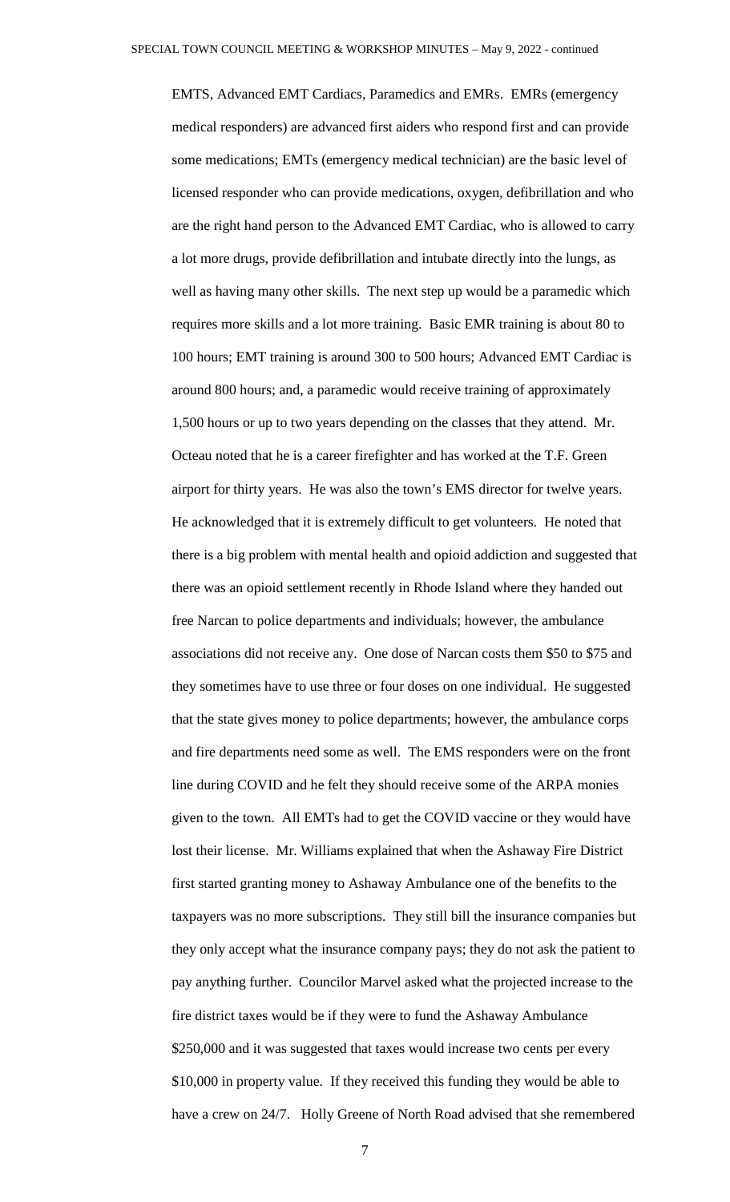EMTS, Advanced EMT Cardiacs, Paramedics and EMRs. EMRs (emergency medical responders) are advanced first aiders who respond first and can provide some medications; EMTs (emergency medical technician) are the basic level of licensed responder who can provide medications, oxygen, defibrillation and who are the right hand person to the Advanced EMT Cardiac, who is allowed to carry a lot more drugs, provide defibrillation and intubate directly into the lungs, as well as having many other skills. The next step up would be a paramedic which requires more skills and a lot more training. Basic EMR training is about 80 to 100 hours; EMT training is around 300 to 500 hours; Advanced EMT Cardiac is around 800 hours; and, a paramedic would receive training of approximately 1,500 hours or up to two years depending on the classes that they attend. Mr. Octeau noted that he is a career firefighter and has worked at the T.F. Green airport for thirty years. He was also the town's EMS director for twelve years. He acknowledged that it is extremely difficult to get volunteers. He noted that there is a big problem with mental health and opioid addiction and suggested that there was an opioid settlement recently in Rhode Island where they handed out free Narcan to police departments and individuals; however, the ambulance associations did not receive any. One dose of Narcan costs them $50 to $75 and they sometimes have to use three or four doses on one individual. He suggested that the state gives money to police departments; however, the ambulance corps and fire departments need some as well. The EMS responders were on the front line during COVID and he felt they should receive some of the ARPA monies given to the town. All EMTs had to get the COVID vaccine or they would have lost their license. Mr. Williams explained that when the Ashaway Fire District first started granting money to Ashaway Ambulance one of the benefits to the taxpayers was no more subscriptions. They still bill the insurance companies but they only accept what the insurance company pays; they do not ask the patient to pay anything further. Councilor Marvel asked what the projected increase to the fire district taxes would be if they were to fund the Ashaway Ambulance $250,000 and it was suggested that taxes would increase two cents per every $10,000 in property value. If they received this funding they would be able to have a crew on 24/7. Holly Greene of North Road advised that she remembered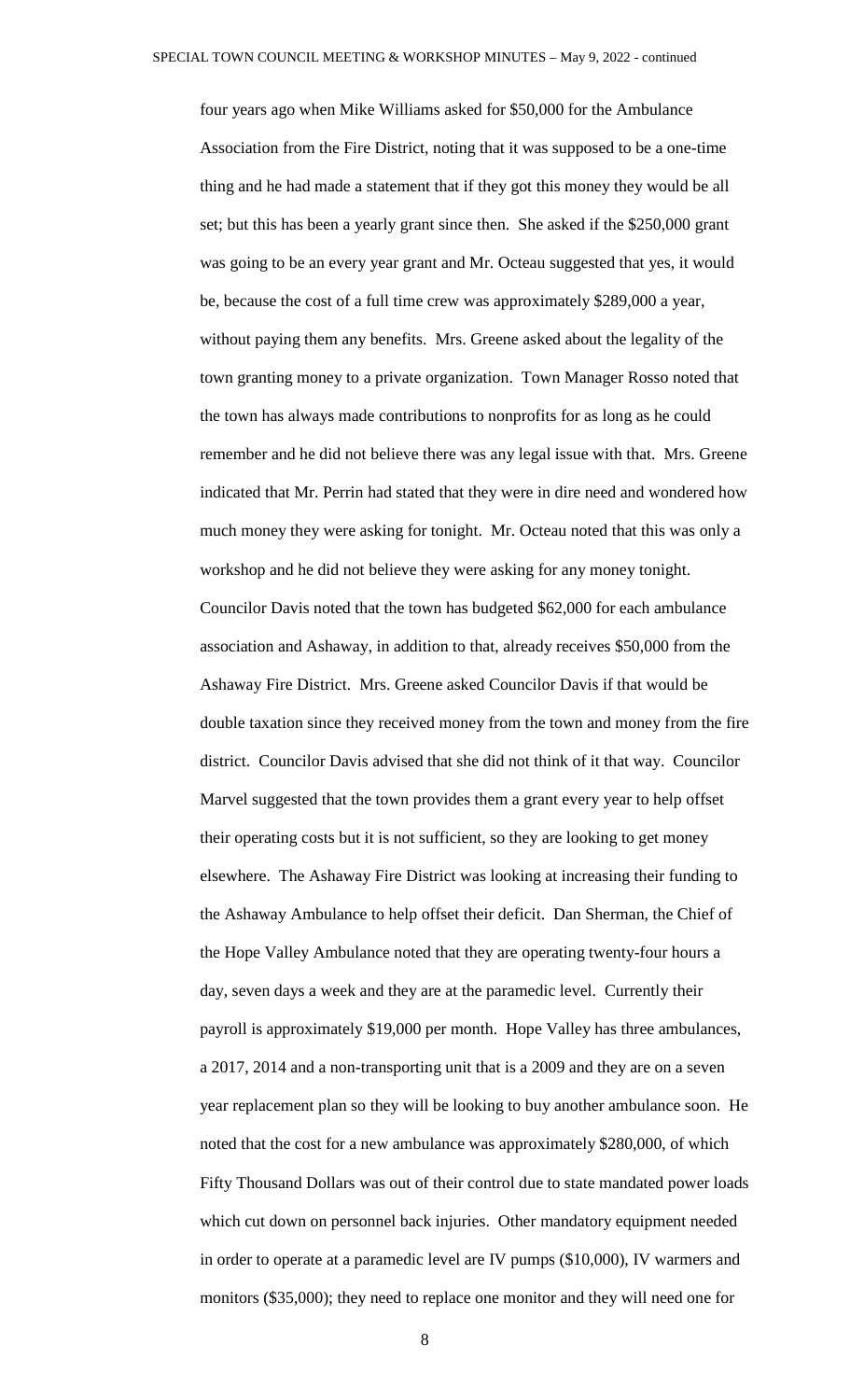four years ago when Mike Williams asked for $50,000 for the Ambulance Association from the Fire District, noting that it was supposed to be a one-time thing and he had made a statement that if they got this money they would be all set; but this has been a yearly grant since then. She asked if the $250,000 grant was going to be an every year grant and Mr. Octeau suggested that yes, it would be, because the cost of a full time crew was approximately $289,000 a year, without paying them any benefits. Mrs. Greene asked about the legality of the town granting money to a private organization. Town Manager Rosso noted that the town has always made contributions to nonprofits for as long as he could remember and he did not believe there was any legal issue with that. Mrs. Greene indicated that Mr. Perrin had stated that they were in dire need and wondered how much money they were asking for tonight. Mr. Octeau noted that this was only a workshop and he did not believe they were asking for any money tonight. Councilor Davis noted that the town has budgeted $62,000 for each ambulance association and Ashaway, in addition to that, already receives $50,000 from the Ashaway Fire District. Mrs. Greene asked Councilor Davis if that would be double taxation since they received money from the town and money from the fire district. Councilor Davis advised that she did not think of it that way. Councilor Marvel suggested that the town provides them a grant every year to help offset their operating costs but it is not sufficient, so they are looking to get money elsewhere. The Ashaway Fire District was looking at increasing their funding to the Ashaway Ambulance to help offset their deficit. Dan Sherman, the Chief of the Hope Valley Ambulance noted that they are operating twenty-four hours a day, seven days a week and they are at the paramedic level. Currently their payroll is approximately $19,000 per month. Hope Valley has three ambulances, a 2017, 2014 and a non-transporting unit that is a 2009 and they are on a seven year replacement plan so they will be looking to buy another ambulance soon. He noted that the cost for a new ambulance was approximately $280,000, of which Fifty Thousand Dollars was out of their control due to state mandated power loads which cut down on personnel back injuries. Other mandatory equipment needed in order to operate at a paramedic level are IV pumps ($10,000), IV warmers and monitors ($35,000); they need to replace one monitor and they will need one for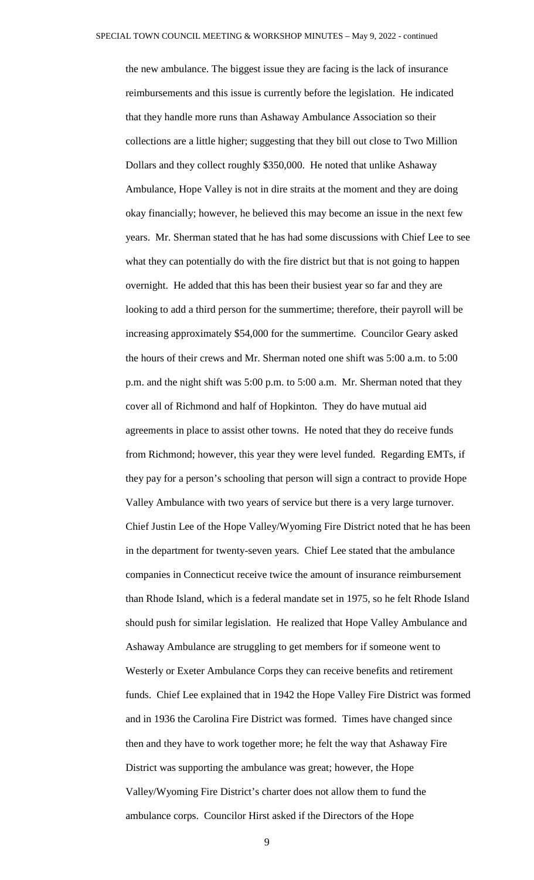the new ambulance. The biggest issue they are facing is the lack of insurance reimbursements and this issue is currently before the legislation. He indicated that they handle more runs than Ashaway Ambulance Association so their collections are a little higher; suggesting that they bill out close to Two Million Dollars and they collect roughly $350,000. He noted that unlike Ashaway Ambulance, Hope Valley is not in dire straits at the moment and they are doing okay financially; however, he believed this may become an issue in the next few years. Mr. Sherman stated that he has had some discussions with Chief Lee to see what they can potentially do with the fire district but that is not going to happen overnight. He added that this has been their busiest year so far and they are looking to add a third person for the summertime; therefore, their payroll will be increasing approximately $54,000 for the summertime. Councilor Geary asked the hours of their crews and Mr. Sherman noted one shift was 5:00 a.m. to 5:00 p.m. and the night shift was 5:00 p.m. to 5:00 a.m. Mr. Sherman noted that they cover all of Richmond and half of Hopkinton. They do have mutual aid agreements in place to assist other towns. He noted that they do receive funds from Richmond; however, this year they were level funded. Regarding EMTs, if they pay for a person's schooling that person will sign a contract to provide Hope Valley Ambulance with two years of service but there is a very large turnover. Chief Justin Lee of the Hope Valley/Wyoming Fire District noted that he has been in the department for twenty-seven years. Chief Lee stated that the ambulance companies in Connecticut receive twice the amount of insurance reimbursement than Rhode Island, which is a federal mandate set in 1975, so he felt Rhode Island should push for similar legislation. He realized that Hope Valley Ambulance and Ashaway Ambulance are struggling to get members for if someone went to Westerly or Exeter Ambulance Corps they can receive benefits and retirement funds. Chief Lee explained that in 1942 the Hope Valley Fire District was formed and in 1936 the Carolina Fire District was formed. Times have changed since then and they have to work together more; he felt the way that Ashaway Fire District was supporting the ambulance was great; however, the Hope Valley/Wyoming Fire District's charter does not allow them to fund the ambulance corps. Councilor Hirst asked if the Directors of the Hope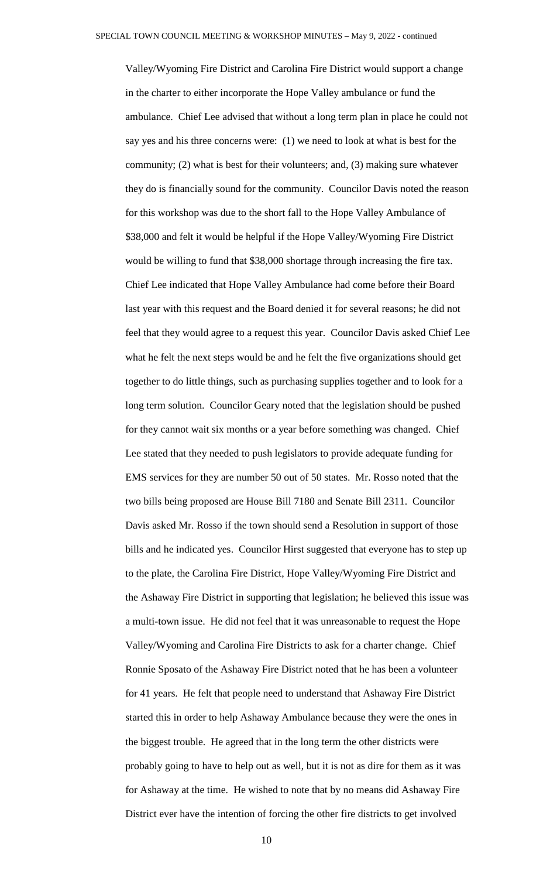Valley/Wyoming Fire District and Carolina Fire District would support a change in the charter to either incorporate the Hope Valley ambulance or fund the ambulance. Chief Lee advised that without a long term plan in place he could not say yes and his three concerns were: (1) we need to look at what is best for the community; (2) what is best for their volunteers; and, (3) making sure whatever they do is financially sound for the community. Councilor Davis noted the reason for this workshop was due to the short fall to the Hope Valley Ambulance of $38,000 and felt it would be helpful if the Hope Valley/Wyoming Fire District would be willing to fund that $38,000 shortage through increasing the fire tax. Chief Lee indicated that Hope Valley Ambulance had come before their Board last year with this request and the Board denied it for several reasons; he did not feel that they would agree to a request this year. Councilor Davis asked Chief Lee what he felt the next steps would be and he felt the five organizations should get together to do little things, such as purchasing supplies together and to look for a long term solution. Councilor Geary noted that the legislation should be pushed for they cannot wait six months or a year before something was changed. Chief Lee stated that they needed to push legislators to provide adequate funding for EMS services for they are number 50 out of 50 states. Mr. Rosso noted that the two bills being proposed are House Bill 7180 and Senate Bill 2311. Councilor Davis asked Mr. Rosso if the town should send a Resolution in support of those bills and he indicated yes. Councilor Hirst suggested that everyone has to step up to the plate, the Carolina Fire District, Hope Valley/Wyoming Fire District and the Ashaway Fire District in supporting that legislation; he believed this issue was a multi-town issue. He did not feel that it was unreasonable to request the Hope Valley/Wyoming and Carolina Fire Districts to ask for a charter change. Chief Ronnie Sposato of the Ashaway Fire District noted that he has been a volunteer for 41 years. He felt that people need to understand that Ashaway Fire District started this in order to help Ashaway Ambulance because they were the ones in the biggest trouble. He agreed that in the long term the other districts were probably going to have to help out as well, but it is not as dire for them as it was for Ashaway at the time. He wished to note that by no means did Ashaway Fire District ever have the intention of forcing the other fire districts to get involved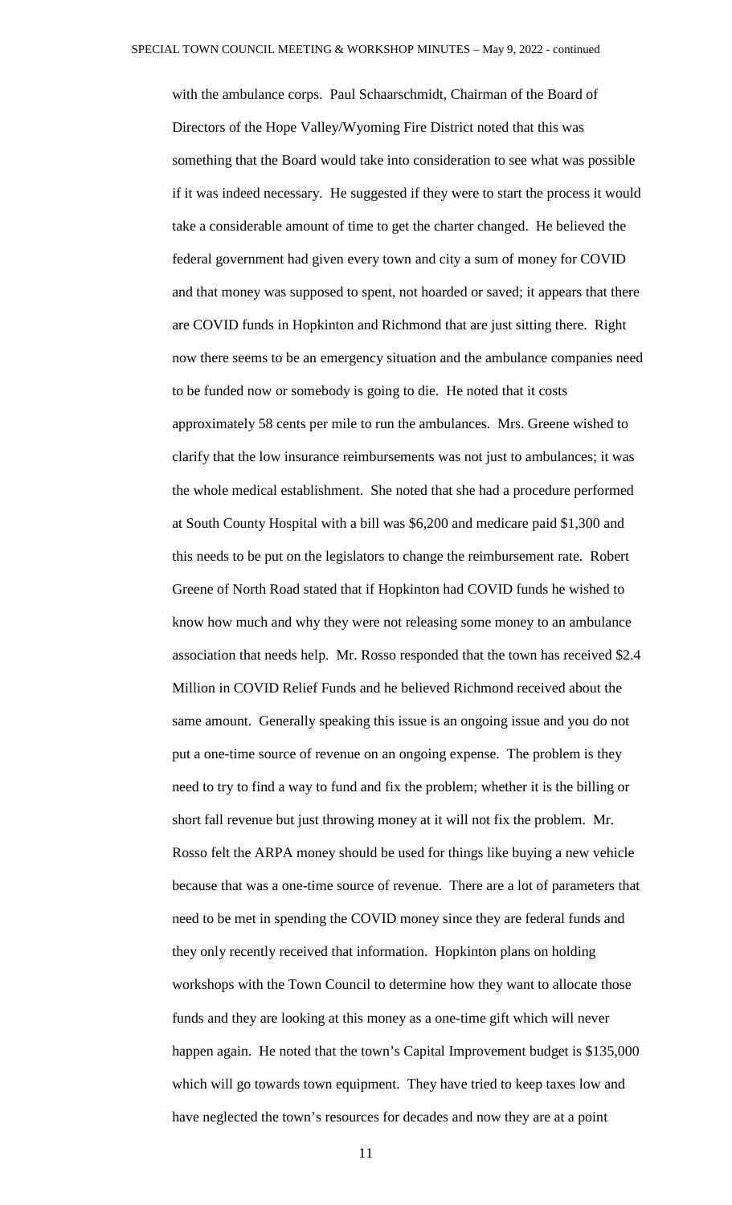with the ambulance corps. Paul Schaarschmidt, Chairman of the Board of Directors of the Hope Valley/Wyoming Fire District noted that this was something that the Board would take into consideration to see what was possible if it was indeed necessary. He suggested if they were to start the process it would take a considerable amount of time to get the charter changed. He believed the federal government had given every town and city a sum of money for COVID and that money was supposed to spent, not hoarded or saved; it appears that there are COVID funds in Hopkinton and Richmond that are just sitting there. Right now there seems to be an emergency situation and the ambulance companies need to be funded now or somebody is going to die. He noted that it costs approximately 58 cents per mile to run the ambulances. Mrs. Greene wished to clarify that the low insurance reimbursements was not just to ambulances; it was the whole medical establishment. She noted that she had a procedure performed at South County Hospital with a bill was $6,200 and medicare paid $1,300 and this needs to be put on the legislators to change the reimbursement rate. Robert Greene of North Road stated that if Hopkinton had COVID funds he wished to know how much and why they were not releasing some money to an ambulance association that needs help. Mr. Rosso responded that the town has received $2.4 Million in COVID Relief Funds and he believed Richmond received about the same amount. Generally speaking this issue is an ongoing issue and you do not put a one-time source of revenue on an ongoing expense. The problem is they need to try to find a way to fund and fix the problem; whether it is the billing or short fall revenue but just throwing money at it will not fix the problem. Mr. Rosso felt the ARPA money should be used for things like buying a new vehicle because that was a one-time source of revenue. There are a lot of parameters that need to be met in spending the COVID money since they are federal funds and they only recently received that information. Hopkinton plans on holding workshops with the Town Council to determine how they want to allocate those funds and they are looking at this money as a one-time gift which will never happen again. He noted that the town's Capital Improvement budget is $135,000 which will go towards town equipment. They have tried to keep taxes low and have neglected the town's resources for decades and now they are at a point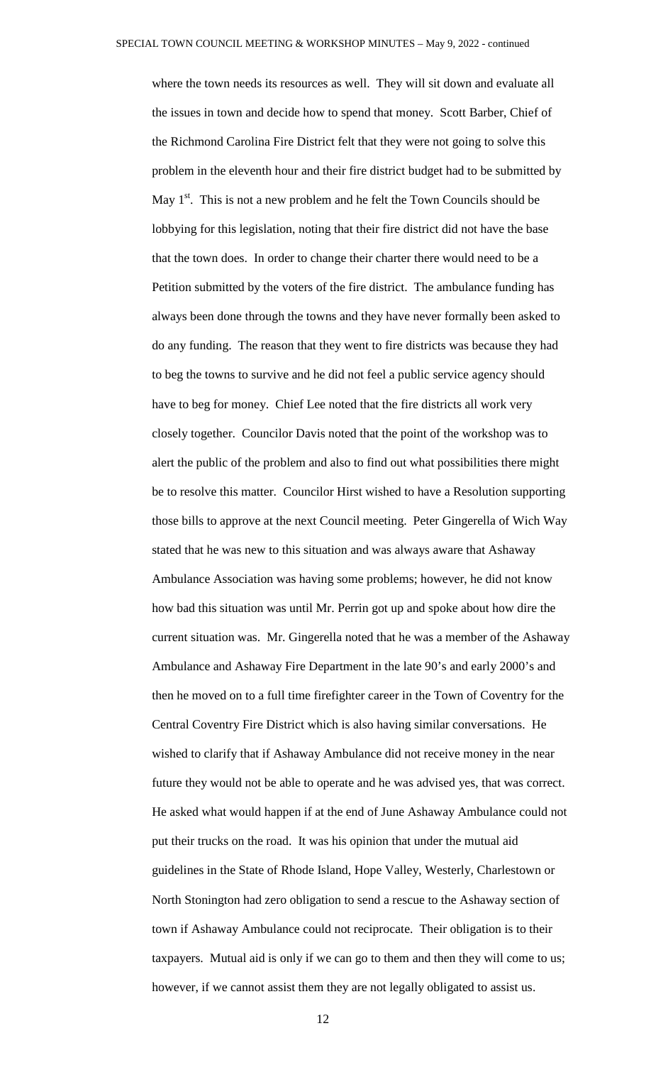where the town needs its resources as well. They will sit down and evaluate all the issues in town and decide how to spend that money. Scott Barber, Chief of the Richmond Carolina Fire District felt that they were not going to solve this problem in the eleventh hour and their fire district budget had to be submitted by May 1st. This is not a new problem and he felt the Town Councils should be lobbying for this legislation, noting that their fire district did not have the base that the town does. In order to change their charter there would need to be a Petition submitted by the voters of the fire district. The ambulance funding has always been done through the towns and they have never formally been asked to do any funding. The reason that they went to fire districts was because they had to beg the towns to survive and he did not feel a public service agency should have to beg for money. Chief Lee noted that the fire districts all work very closely together. Councilor Davis noted that the point of the workshop was to alert the public of the problem and also to find out what possibilities there might be to resolve this matter. Councilor Hirst wished to have a Resolution supporting those bills to approve at the next Council meeting. Peter Gingerella of Wich Way stated that he was new to this situation and was always aware that Ashaway Ambulance Association was having some problems; however, he did not know how bad this situation was until Mr. Perrin got up and spoke about how dire the current situation was. Mr. Gingerella noted that he was a member of the Ashaway Ambulance and Ashaway Fire Department in the late 90's and early 2000's and then he moved on to a full time firefighter career in the Town of Coventry for the Central Coventry Fire District which is also having similar conversations. He wished to clarify that if Ashaway Ambulance did not receive money in the near future they would not be able to operate and he was advised yes, that was correct. He asked what would happen if at the end of June Ashaway Ambulance could not put their trucks on the road. It was his opinion that under the mutual aid guidelines in the State of Rhode Island, Hope Valley, Westerly, Charlestown or North Stonington had zero obligation to send a rescue to the Ashaway section of town if Ashaway Ambulance could not reciprocate. Their obligation is to their taxpayers. Mutual aid is only if we can go to them and then they will come to us; however, if we cannot assist them they are not legally obligated to assist us.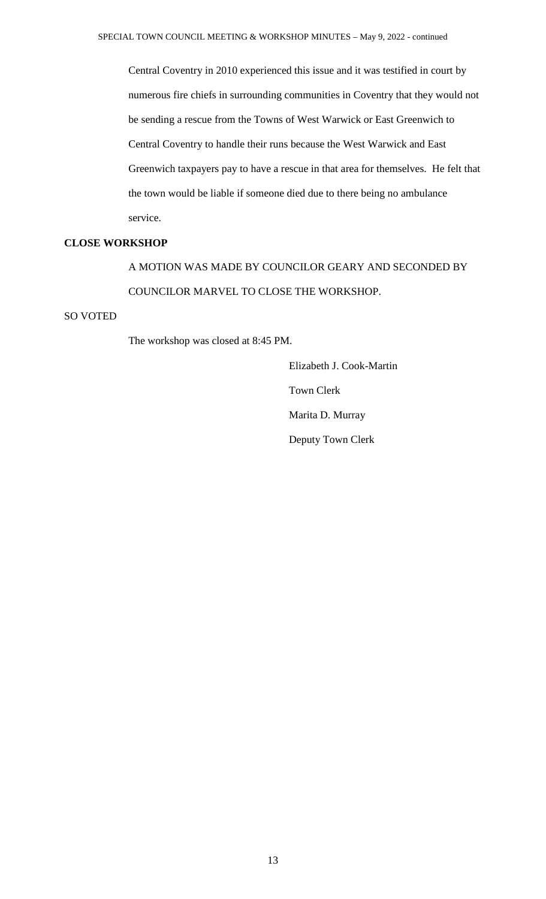Central Coventry in 2010 experienced this issue and it was testified in court by numerous fire chiefs in surrounding communities in Coventry that they would not be sending a rescue from the Towns of West Warwick or East Greenwich to Central Coventry to handle their runs because the West Warwick and East Greenwich taxpayers pay to have a rescue in that area for themselves. He felt that the town would be liable if someone died due to there being no ambulance service.

**CLOSE WORKSHOP**

A MOTION WAS MADE BY COUNCILOR GEARY AND SECONDED BY COUNCILOR MARVEL TO CLOSE THE WORKSHOP.

SO VOTED

The workshop was closed at 8:45 PM.

Elizabeth J. Cook-Martin

Town Clerk

Marita D. Murray

Deputy Town Clerk